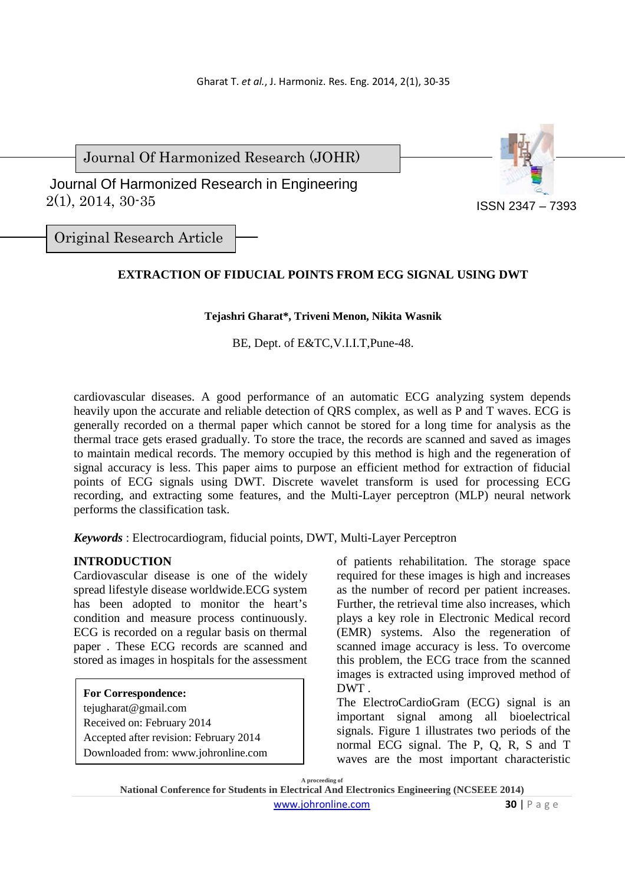Journal Of Harmonized Research (JOHR)

Journal Of Harmonized Research in Engineering
2(1), 2014, 30-35

ISSN 2347 – 7393

Original Research Article

# EXTRACTION OF FIDUCIAL POINTS FROM ECG SIGNAL USING DWT

**Tejashri Gharat\*, Triveni Menon, Nikita Wasnik**

BE, Dept. of E&TC,V.I.I.T,Pune-48.

cardiovascular diseases. A good performance of an automatic ECG analyzing system depends heavily upon the accurate and reliable detection of QRS complex, as well as P and T waves. ECG is generally recorded on a thermal paper which cannot be stored for a long time for analysis as the thermal trace gets erased gradually. To store the trace, the records are scanned and saved as images to maintain medical records. The memory occupied by this method is high and the regeneration of signal accuracy is less. This paper aims to purpose an efficient method for extraction of fiducial points of ECG signals using DWT. Discrete wavelet transform is used for processing ECG recording, and extracting some features, and the Multi-Layer perceptron (MLP) neural network performs the classification task.

***Keywords*** : Electrocardiogram, fiducial points, DWT, Multi-Layer Perceptron

## INTRODUCTION

Cardiovascular disease is one of the widely spread lifestyle disease worldwide.ECG system has been adopted to monitor the heart's condition and measure process continuously. ECG is recorded on a regular basis on thermal paper . These ECG records are scanned and stored as images in hospitals for the assessment of patients rehabilitation. The storage space required for these images is high and increases as the number of record per patient increases. Further, the retrieval time also increases, which plays a key role in Electronic Medical record (EMR) systems. Also the regeneration of scanned image accuracy is less. To overcome this problem, the ECG trace from the scanned images is extracted using improved method of DWT .

The ElectroCardioGram (ECG) signal is an important signal among all bioelectrical signals. Figure 1 illustrates two periods of the normal ECG signal. The P, Q, R, S and T waves are the most important characteristic

**For Correspondence:**
tejugharat@gmail.com
Received on: February 2014
Accepted after revision: February 2014
Downloaded from: www.johronline.com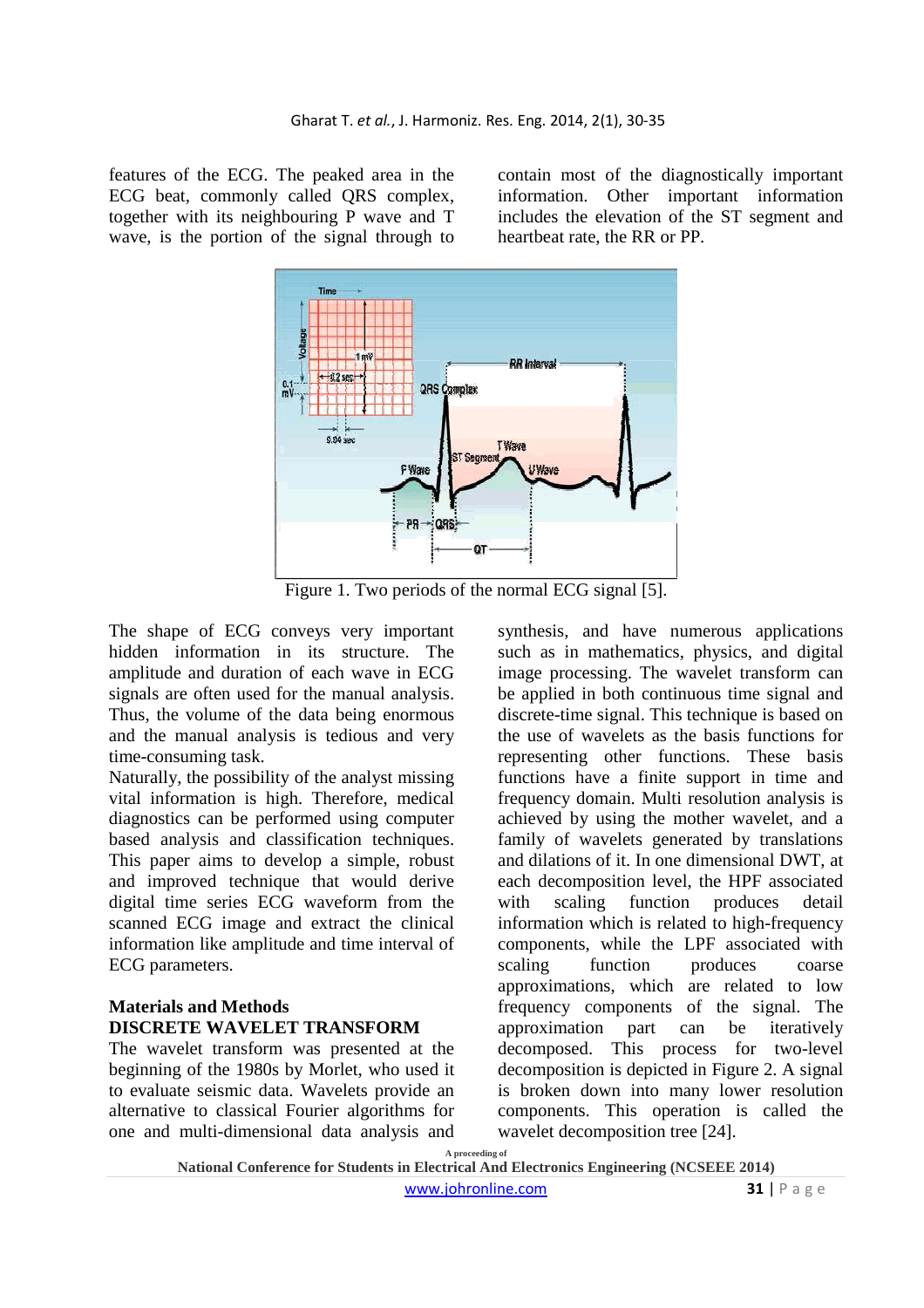features of the ECG. The peaked area in the ECG beat, commonly called QRS complex, together with its neighbouring P wave and T wave, is the portion of the signal through to contain most of the diagnostically important information. Other important information includes the elevation of the ST segment and heartbeat rate, the RR or PP.

Figure 1. Two periods of the normal ECG signal [5].

The shape of ECG conveys very important hidden information in its structure. The amplitude and duration of each wave in ECG signals are often used for the manual analysis. Thus, the volume of the data being enormous and the manual analysis is tedious and very time-consuming task.

Naturally, the possibility of the analyst missing vital information is high. Therefore, medical diagnostics can be performed using computer based analysis and classification techniques. This paper aims to develop a simple, robust and improved technique that would derive digital time series ECG waveform from the scanned ECG image and extract the clinical information like amplitude and time interval of ECG parameters.

## Materials and Methods

### DISCRETE WAVELET TRANSFORM

The wavelet transform was presented at the beginning of the 1980s by Morlet, who used it to evaluate seismic data. Wavelets provide an alternative to classical Fourier algorithms for one and multi-dimensional data analysis and synthesis, and have numerous applications such as in mathematics, physics, and digital image processing. The wavelet transform can be applied in both continuous time signal and discrete-time signal. This technique is based on the use of wavelets as the basis functions for representing other functions. These basis functions have a finite support in time and frequency domain. Multi resolution analysis is achieved by using the mother wavelet, and a family of wavelets generated by translations and dilations of it. In one dimensional DWT, at each decomposition level, the HPF associated with scaling function produces detail information which is related to high-frequency components, while the LPF associated with scaling function produces coarse approximations, which are related to low frequency components of the signal. The approximation part can be iteratively decomposed. This process for two-level decomposition is depicted in Figure 2. A signal is broken down into many lower resolution components. This operation is called the wavelet decomposition tree [24].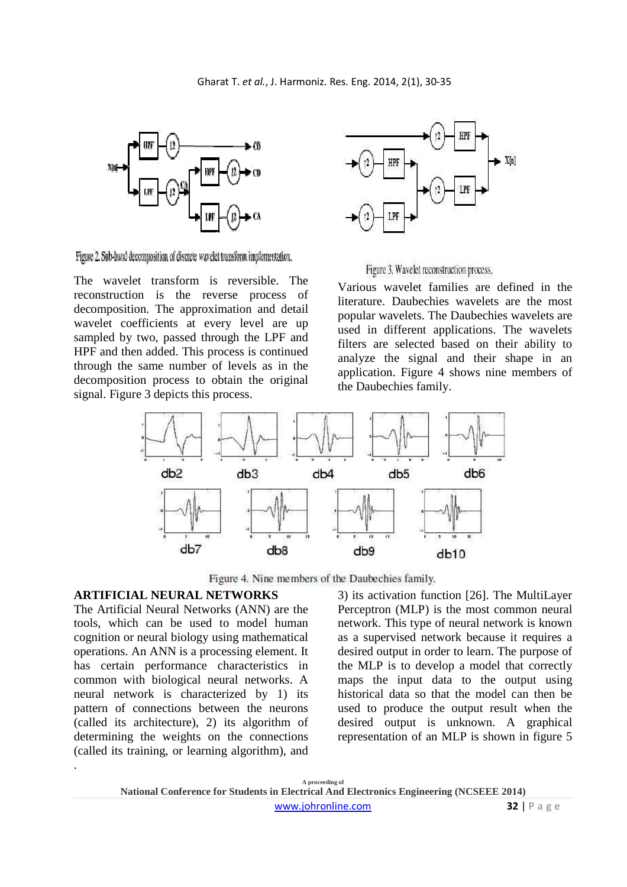Figure 2. Sub-band decomposition of discrete wavelet transform implementation.

The wavelet transform is reversible. The reconstruction is the reverse process of decomposition. The approximation and detail wavelet coefficients at every level are up sampled by two, passed through the LPF and HPF and then added. This process is continued through the same number of levels as in the decomposition process to obtain the original signal. Figure 3 depicts this process.

Figure 3. Wavelet reconstruction process.

Various wavelet families are defined in the literature. Daubechies wavelets are the most popular wavelets. The Daubechies wavelets are used in different applications. The wavelets filters are selected based on their ability to analyze the signal and their shape in an application. Figure 4 shows nine members of the Daubechies family.

Figure 4. Nine members of the Daubechies family.

## ARTIFICIAL NEURAL NETWORKS

The Artificial Neural Networks (ANN) are the tools, which can be used to model human cognition or neural biology using mathematical operations. An ANN is a processing element. It has certain performance characteristics in common with biological neural networks. A neural network is characterized by 1) its pattern of connections between the neurons (called its architecture), 2) its algorithm of determining the weights on the connections (called its training, or learning algorithm), and 3) its activation function [26]. The MultiLayer Perceptron (MLP) is the most common neural network. This type of neural network is known as a supervised network because it requires a desired output in order to learn. The purpose of the MLP is to develop a model that correctly maps the input data to the output using historical data so that the model can then be used to produce the output result when the desired output is unknown. A graphical representation of an MLP is shown in figure 5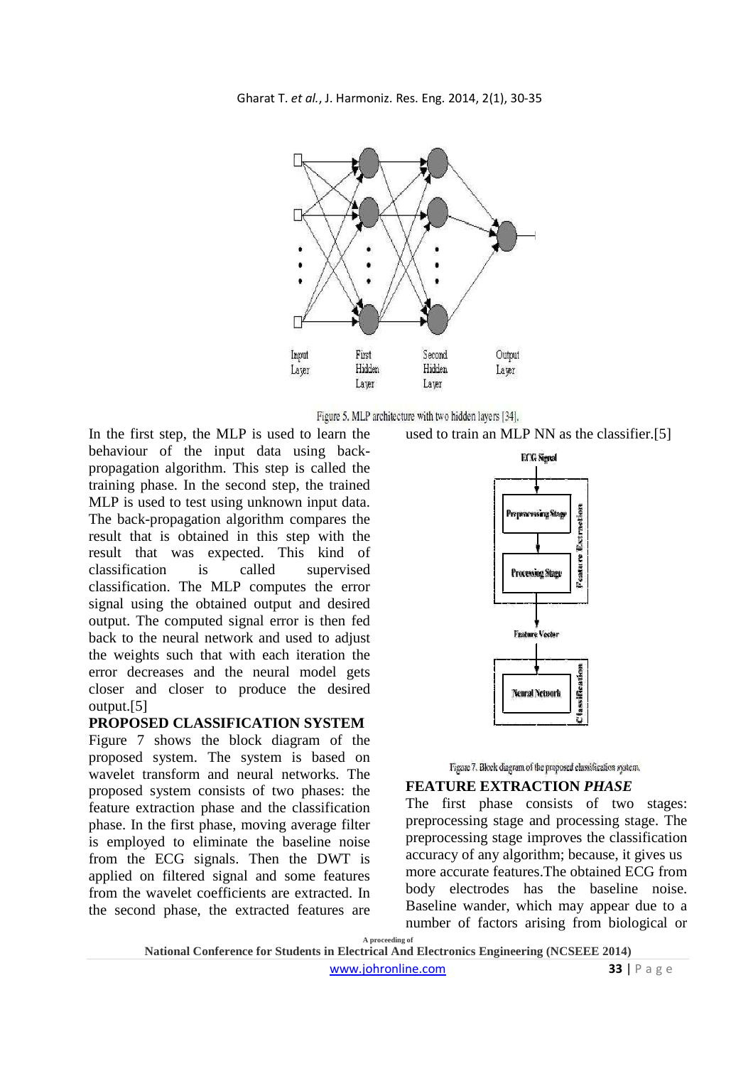Figure 5. MLP architecture with two hidden layers [34].

In the first step, the MLP is used to learn the behaviour of the input data using back-propagation algorithm. This step is called the training phase. In the second step, the trained MLP is used to test using unknown input data. The back-propagation algorithm compares the result that is obtained in this step with the result that was expected. This kind of classification is called supervised classification. The MLP computes the error signal using the obtained output and desired output. The computed signal error is then fed back to the neural network and used to adjust the weights such that with each iteration the error decreases and the neural model gets closer and closer to produce the desired output.[5]

## PROPOSED CLASSIFICATION SYSTEM

Figure 7 shows the block diagram of the proposed system. The system is based on wavelet transform and neural networks. The proposed system consists of two phases: the feature extraction phase and the classification phase. In the first phase, moving average filter is employed to eliminate the baseline noise from the ECG signals. Then the DWT is applied on filtered signal and some features from the wavelet coefficients are extracted. In the second phase, the extracted features are used to train an MLP NN as the classifier.[5]

Figure 7. Block diagram of the proposed classification system.

## FEATURE EXTRACTION *PHASE*

The first phase consists of two stages: preprocessing stage and processing stage. The preprocessing stage improves the classification accuracy of any algorithm; because, it gives us more accurate features.The obtained ECG from body electrodes has the baseline noise. Baseline wander, which may appear due to a number of factors arising from biological or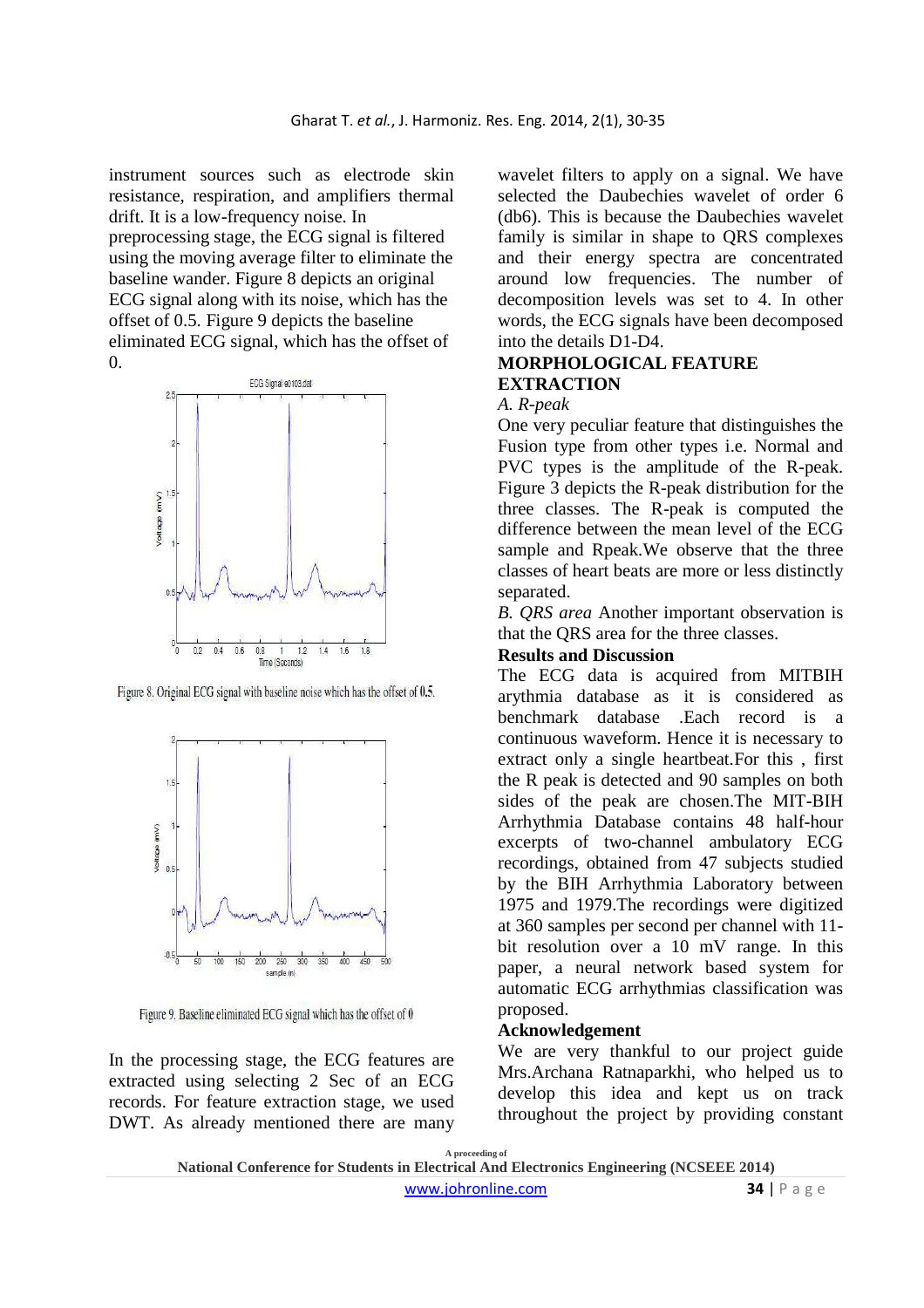instrument sources such as electrode skin resistance, respiration, and amplifiers thermal drift. It is a low-frequency noise. In preprocessing stage, the ECG signal is filtered using the moving average filter to eliminate the baseline wander. Figure 8 depicts an original ECG signal along with its noise, which has the offset of 0.5. Figure 9 depicts the baseline eliminated ECG signal, which has the offset of 0.

Figure 8. Original ECG signal with baseline noise which has the offset of 0.5.

Figure 9. Baseline eliminated ECG signal which has the offset of 0

In the processing stage, the ECG features are extracted using selecting 2 Sec of an ECG records. For feature extraction stage, we used DWT. As already mentioned there are many wavelet filters to apply on a signal. We have selected the Daubechies wavelet of order 6 (db6). This is because the Daubechies wavelet family is similar in shape to QRS complexes and their energy spectra are concentrated around low frequencies. The number of decomposition levels was set to 4. In other words, the ECG signals have been decomposed into the details D1-D4.

## MORPHOLOGICAL FEATURE EXTRACTION

*A. R-peak*

One very peculiar feature that distinguishes the Fusion type from other types i.e. Normal and PVC types is the amplitude of the R-peak. Figure 3 depicts the R-peak distribution for the three classes. The R-peak is computed the difference between the mean level of the ECG sample and Rpeak.We observe that the three classes of heart beats are more or less distinctly separated.

*B. QRS area* Another important observation is that the QRS area for the three classes.

## Results and Discussion

The ECG data is acquired from MITBIH arythmia database as it is considered as benchmark database .Each record is a continuous waveform. Hence it is necessary to extract only a single heartbeat.For this , first the R peak is detected and 90 samples on both sides of the peak are chosen.The MIT-BIH Arrhythmia Database contains 48 half-hour excerpts of two-channel ambulatory ECG recordings, obtained from 47 subjects studied by the BIH Arrhythmia Laboratory between 1975 and 1979.The recordings were digitized at 360 samples per second per channel with 11-bit resolution over a 10 mV range. In this paper, a neural network based system for automatic ECG arrhythmias classification was proposed.

## Acknowledgement

We are very thankful to our project guide Mrs.Archana Ratnaparkhi, who helped us to develop this idea and kept us on track throughout the project by providing constant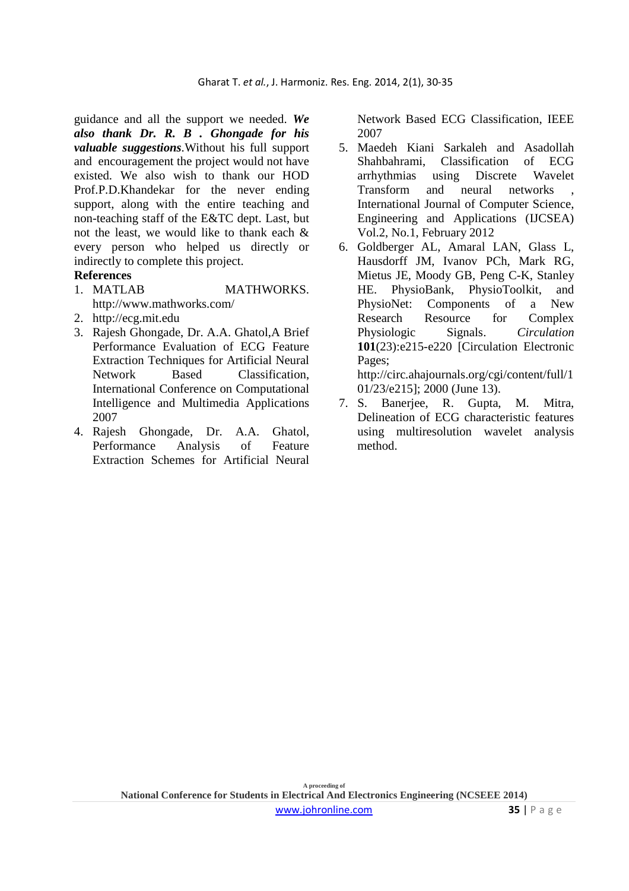guidance and all the support we needed. ***We also thank Dr. R. B . Ghongade for his valuable suggestions***.Without his full support and encouragement the project would not have existed. We also wish to thank our HOD Prof.P.D.Khandekar for the never ending support, along with the entire teaching and non-teaching staff of the E&TC dept. Last, but not the least, we would like to thank each & every person who helped us directly or indirectly to complete this project.

**References**

1. MATLAB MATHWORKS. http://www.mathworks.com/
2. http://ecg.mit.edu
3. Rajesh Ghongade, Dr. A.A. Ghatol,A Brief Performance Evaluation of ECG Feature Extraction Techniques for Artificial Neural Network Based Classification, International Conference on Computational Intelligence and Multimedia Applications 2007
4. Rajesh Ghongade, Dr. A.A. Ghatol, Performance Analysis of Feature Extraction Schemes for Artificial Neural Network Based ECG Classification, IEEE 2007
5. Maedeh Kiani Sarkaleh and Asadollah Shahbahrami, Classification of ECG arrhythmias using Discrete Wavelet Transform and neural networks , International Journal of Computer Science, Engineering and Applications (IJCSEA) Vol.2, No.1, February 2012
6. Goldberger AL, Amaral LAN, Glass L, Hausdorff JM, Ivanov PCh, Mark RG, Mietus JE, Moody GB, Peng C-K, Stanley HE. PhysioBank, PhysioToolkit, and PhysioNet: Components of a New Research Resource for Complex Physiologic Signals. *Circulation* **101**(23):e215-e220 [Circulation Electronic Pages; http://circ.ahajournals.org/cgi/content/full/101/23/e215]; 2000 (June 13).
7. S. Banerjee, R. Gupta, M. Mitra, Delineation of ECG characteristic features using multiresolution wavelet analysis method.